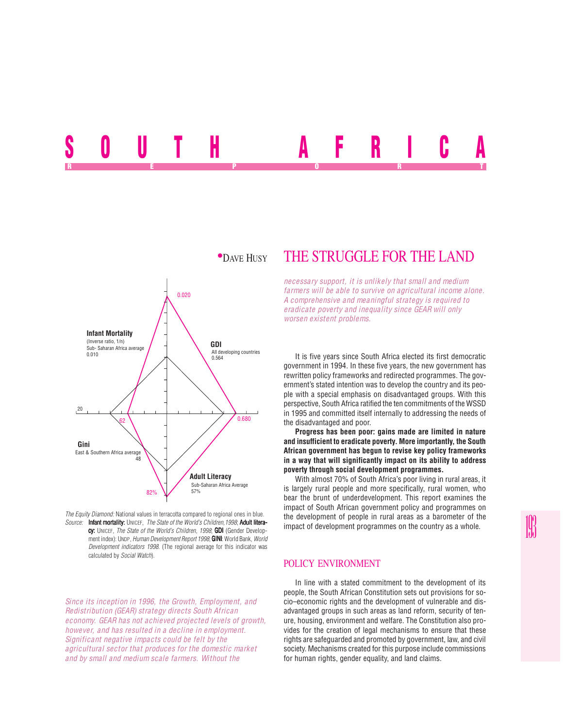# SOUTH AFRICA

REPORT

•DAVE HUSY

## THE STRUGGLE FOR THE LAND

*Since its inception in 1996, the Growth, Employment, and Redistribution (GEAR) strategy directs South African economy. GEAR has not achieved projected levels of growth, however, and has resulted in a decline in employment. Significant negative impacts could be felt by the agricultural sector that produces for the domestic market and by small and medium scale farmers. Without the necessary support, it is unlikely that small and medium farmers will be able to survive on agricultural income alone. A comprehensive and meaningful strategy is required to eradicate poverty and inequality since GEAR will only worsen existent problems.*

Infant Mortality (Inverse ratio, 1/n) Sub- Saharan Africa average 0.010 — 0.020

GDI All developing countries 0.564 — 0.680

Gini East & Southern Africa average 48 — 62

Adult Literacy Sub-Saharan Africa Average 57% — 82%

*The Equity Diamond:* National values in terracotta compared to regional ones in blue.
*Source:* **Infant mortality:** UNICEF, *The State of the World's Children,1998*; **Adult literacy:** UNICEF, *The State of the World's Children, 1998*; **GDI** (Gender Development index): UNDP, *Human Development Report 1998*; **GINI**: World Bank, *World Development indicators 1998*. (The regional average for this indicator was calculated by *Social Watch*).

It is five years since South Africa elected its first democratic government in 1994. In these five years, the new government has rewritten policy frameworks and redirected programmes. The government's stated intention was to develop the country and its people with a special emphasis on disadvantaged groups. With this perspective, South Africa ratified the ten commitments of the WSSD in 1995 and committed itself internally to addressing the needs of the disadvantaged and poor.

**Progress has been poor: gains made are limited in nature and insufficient to eradicate poverty. More importantly, the South African government has begun to revise key policy frameworks in a way that will significantly impact on its ability to address poverty through social development programmes.**

With almost 70% of South Africa's poor living in rural areas, it is largely rural people and more specifically, rural women, who bear the brunt of underdevelopment. This report examines the impact of South African government policy and programmes on the development of people in rural areas as a barometer of the impact of development programmes on the country as a whole.

### POLICY ENVIRONMENT

In line with a stated commitment to the development of its people, the South African Constitution sets out provisions for socio–economic rights and the development of vulnerable and disadvantaged groups in such areas as land reform, security of tenure, housing, environment and welfare. The Constitution also provides for the creation of legal mechanisms to ensure that these rights are safeguarded and promoted by government, law, and civil society. Mechanisms created for this purpose include commissions for human rights, gender equality, and land claims.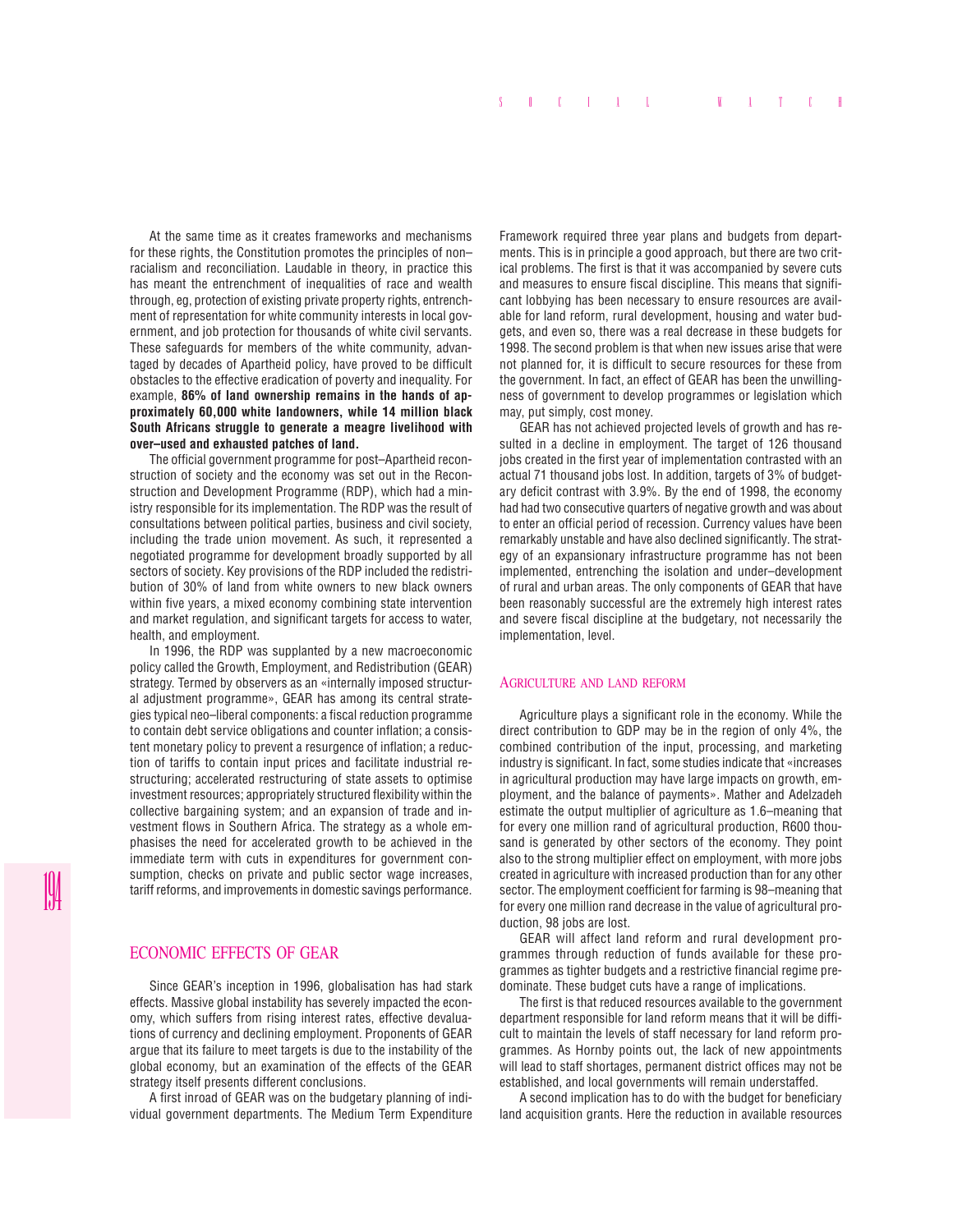At the same time as it creates frameworks and mechanisms for these rights, the Constitution promotes the principles of non–racialism and reconciliation. Laudable in theory, in practice this has meant the entrenchment of inequalities of race and wealth through, eg, protection of existing private property rights, entrenchment of representation for white community interests in local government, and job protection for thousands of white civil servants. These safeguards for members of the white community, advantaged by decades of Apartheid policy, have proved to be difficult obstacles to the effective eradication of poverty and inequality. For example, **86% of land ownership remains in the hands of approximately 60,000 white landowners, while 14 million black South Africans struggle to generate a meagre livelihood with over–used and exhausted patches of land.**

The official government programme for post–Apartheid reconstruction of society and the economy was set out in the Reconstruction and Development Programme (RDP), which had a ministry responsible for its implementation. The RDP was the result of consultations between political parties, business and civil society, including the trade union movement. As such, it represented a negotiated programme for development broadly supported by all sectors of society. Key provisions of the RDP included the redistribution of 30% of land from white owners to new black owners within five years, a mixed economy combining state intervention and market regulation, and significant targets for access to water, health, and employment.

In 1996, the RDP was supplanted by a new macroeconomic policy called the Growth, Employment, and Redistribution (GEAR) strategy. Termed by observers as an «internally imposed structural adjustment programme», GEAR has among its central strategies typical neo–liberal components: a fiscal reduction programme to contain debt service obligations and counter inflation; a consistent monetary policy to prevent a resurgence of inflation; a reduction of tariffs to contain input prices and facilitate industrial restructuring; accelerated restructuring of state assets to optimise investment resources; appropriately structured flexibility within the collective bargaining system; and an expansion of trade and investment flows in Southern Africa. The strategy as a whole emphasises the need for accelerated growth to be achieved in the immediate term with cuts in expenditures for government consumption, checks on private and public sector wage increases, tariff reforms, and improvements in domestic savings performance.

## ECONOMIC EFFECTS OF GEAR

Since GEAR's inception in 1996, globalisation has had stark effects. Massive global instability has severely impacted the economy, which suffers from rising interest rates, effective devaluations of currency and declining employment. Proponents of GEAR argue that its failure to meet targets is due to the instability of the global economy, but an examination of the effects of the GEAR strategy itself presents different conclusions.

A first inroad of GEAR was on the budgetary planning of individual government departments. The Medium Term Expenditure Framework required three year plans and budgets from departments. This is in principle a good approach, but there are two critical problems. The first is that it was accompanied by severe cuts and measures to ensure fiscal discipline. This means that significant lobbying has been necessary to ensure resources are available for land reform, rural development, housing and water budgets, and even so, there was a real decrease in these budgets for 1998. The second problem is that when new issues arise that were not planned for, it is difficult to secure resources for these from the government. In fact, an effect of GEAR has been the unwillingness of government to develop programmes or legislation which may, put simply, cost money.

GEAR has not achieved projected levels of growth and has resulted in a decline in employment. The target of 126 thousand jobs created in the first year of implementation contrasted with an actual 71 thousand jobs lost. In addition, targets of 3% of budgetary deficit contrast with 3.9%. By the end of 1998, the economy had had two consecutive quarters of negative growth and was about to enter an official period of recession. Currency values have been remarkably unstable and have also declined significantly. The strategy of an expansionary infrastructure programme has not been implemented, entrenching the isolation and under–development of rural and urban areas. The only components of GEAR that have been reasonably successful are the extremely high interest rates and severe fiscal discipline at the budgetary, not necessarily the implementation, level.

### AGRICULTURE AND LAND REFORM

Agriculture plays a significant role in the economy. While the direct contribution to GDP may be in the region of only 4%, the combined contribution of the input, processing, and marketing industry is significant. In fact, some studies indicate that «increases in agricultural production may have large impacts on growth, employment, and the balance of payments». Mather and Adelzadeh estimate the output multiplier of agriculture as 1.6–meaning that for every one million rand of agricultural production, R600 thousand is generated by other sectors of the economy. They point also to the strong multiplier effect on employment, with more jobs created in agriculture with increased production than for any other sector. The employment coefficient for farming is 98–meaning that for every one million rand decrease in the value of agricultural production, 98 jobs are lost.

GEAR will affect land reform and rural development programmes through reduction of funds available for these programmes as tighter budgets and a restrictive financial regime predominate. These budget cuts have a range of implications.

The first is that reduced resources available to the government department responsible for land reform means that it will be difficult to maintain the levels of staff necessary for land reform programmes. As Hornby points out, the lack of new appointments will lead to staff shortages, permanent district offices may not be established, and local governments will remain understaffed.

A second implication has to do with the budget for beneficiary land acquisition grants. Here the reduction in available resources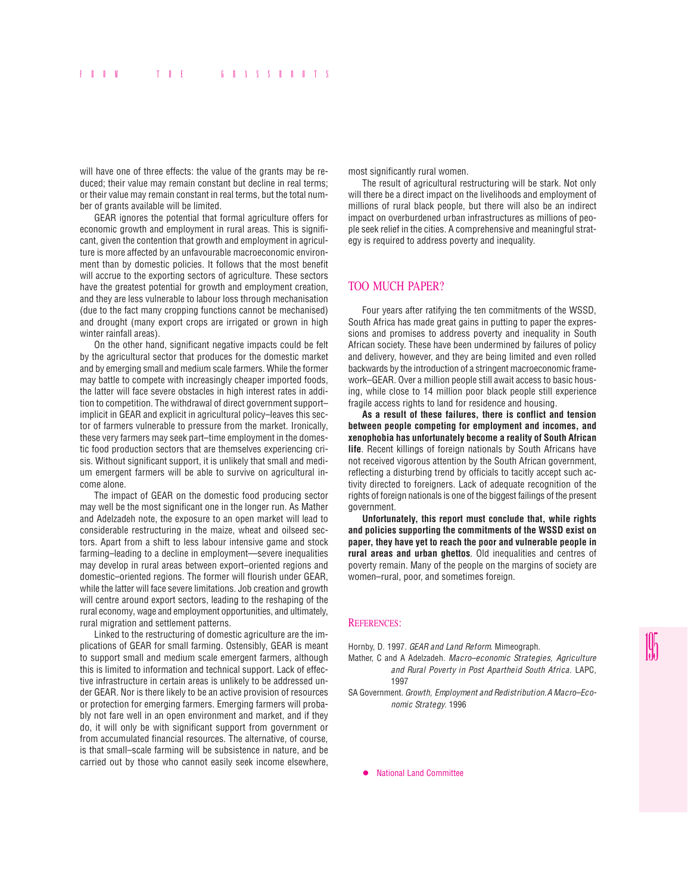will have one of three effects: the value of the grants may be reduced; their value may remain constant but decline in real terms; or their value may remain constant in real terms, but the total number of grants available will be limited.

GEAR ignores the potential that formal agriculture offers for economic growth and employment in rural areas. This is significant, given the contention that growth and employment in agriculture is more affected by an unfavourable macroeconomic environment than by domestic policies. It follows that the most benefit will accrue to the exporting sectors of agriculture. These sectors have the greatest potential for growth and employment creation, and they are less vulnerable to labour loss through mechanisation (due to the fact many cropping functions cannot be mechanised) and drought (many export crops are irrigated or grown in high winter rainfall areas).

On the other hand, significant negative impacts could be felt by the agricultural sector that produces for the domestic market and by emerging small and medium scale farmers. While the former may battle to compete with increasingly cheaper imported foods, the latter will face severe obstacles in high interest rates in addition to competition. The withdrawal of direct government support–implicit in GEAR and explicit in agricultural policy–leaves this sector of farmers vulnerable to pressure from the market. Ironically, these very farmers may seek part–time employment in the domestic food production sectors that are themselves experiencing crisis. Without significant support, it is unlikely that small and medium emergent farmers will be able to survive on agricultural income alone.

The impact of GEAR on the domestic food producing sector may well be the most significant one in the longer run. As Mather and Adelzadeh note, the exposure to an open market will lead to considerable restructuring in the maize, wheat and oilseed sectors. Apart from a shift to less labour intensive game and stock farming–leading to a decline in employment—severe inequalities may develop in rural areas between export–oriented regions and domestic–oriented regions. The former will flourish under GEAR, while the latter will face severe limitations. Job creation and growth will centre around export sectors, leading to the reshaping of the rural economy, wage and employment opportunities, and ultimately, rural migration and settlement patterns.

Linked to the restructuring of domestic agriculture are the implications of GEAR for small farming. Ostensibly, GEAR is meant to support small and medium scale emergent farmers, although this is limited to information and technical support. Lack of effective infrastructure in certain areas is unlikely to be addressed under GEAR. Nor is there likely to be an active provision of resources or protection for emerging farmers. Emerging farmers will probably not fare well in an open environment and market, and if they do, it will only be with significant support from government or from accumulated financial resources. The alternative, of course, is that small–scale farming will be subsistence in nature, and be carried out by those who cannot easily seek income elsewhere, most significantly rural women.

The result of agricultural restructuring will be stark. Not only will there be a direct impact on the livelihoods and employment of millions of rural black people, but there will also be an indirect impact on overburdened urban infrastructures as millions of people seek relief in the cities. A comprehensive and meaningful strategy is required to address poverty and inequality.

## TOO MUCH PAPER?

Four years after ratifying the ten commitments of the WSSD, South Africa has made great gains in putting to paper the expressions and promises to address poverty and inequality in South African society. These have been undermined by failures of policy and delivery, however, and they are being limited and even rolled backwards by the introduction of a stringent macroeconomic framework–GEAR. Over a million people still await access to basic housing, while close to 14 million poor black people still experience fragile access rights to land for residence and housing.

**As a result of these failures, there is conflict and tension between people competing for employment and incomes, and xenophobia has unfortunately become a reality of South African life**. Recent killings of foreign nationals by South Africans have not received vigorous attention by the South African government, reflecting a disturbing trend by officials to tacitly accept such activity directed to foreigners. Lack of adequate recognition of the rights of foreign nationals is one of the biggest failings of the present government.

**Unfortunately, this report must conclude that, while rights and policies supporting the commitments of the WSSD exist on paper, they have yet to reach the poor and vulnerable people in rural areas and urban ghettos**. Old inequalities and centres of poverty remain. Many of the people on the margins of society are women–rural, poor, and sometimes foreign.

## REFERENCES:

Hornby, D. 1997. *GEAR and Land Reform*. Mimeograph.

Mather, C and A Adelzadeh. *Macro–economic Strategies, Agriculture and Rural Poverty in Post Apartheid South Africa.* LAPC, 1997

SA Government. *Growth, Employment and Redistribution. A Macro–Economic Strategy*. 1996

- National Land Committee